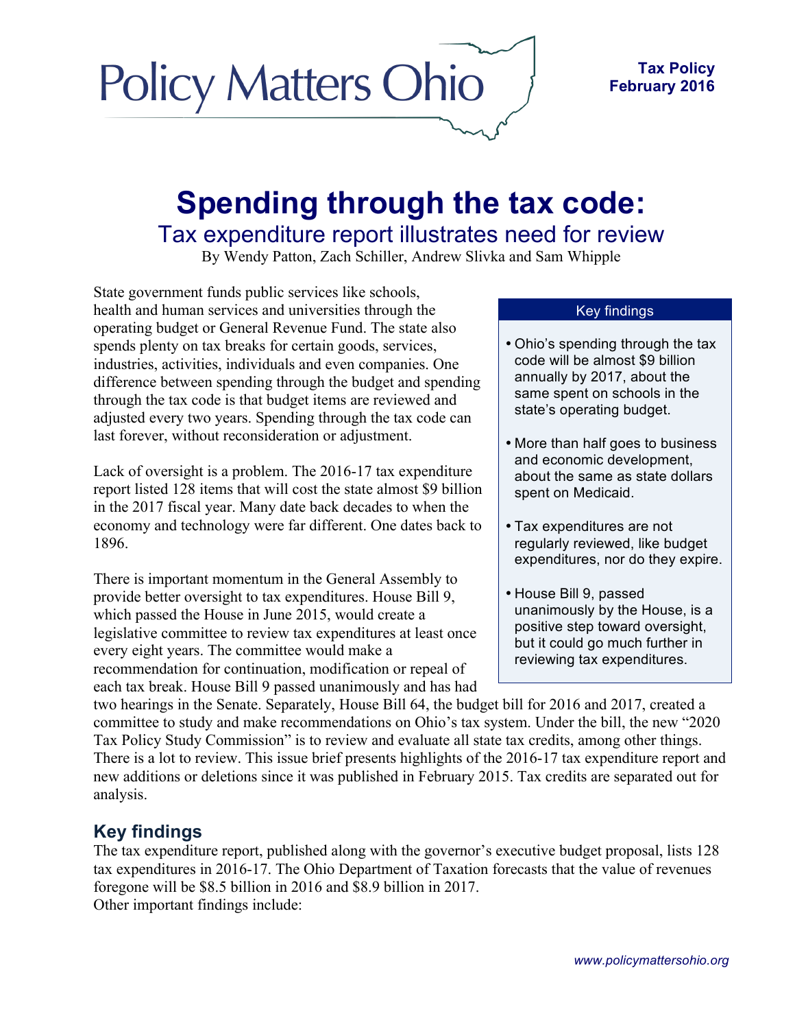Policy Matters Ohio

**Tax Policy**
**February 2016**

# Spending through the tax code:

## Tax expenditure report illustrates need for review

By Wendy Patton, Zach Schiller, Andrew Slivka and Sam Whipple

State government funds public services like schools, health and human services and universities through the operating budget or General Revenue Fund. The state also spends plenty on tax breaks for certain goods, services, industries, activities, individuals and even companies. One difference between spending through the budget and spending through the tax code is that budget items are reviewed and adjusted every two years. Spending through the tax code can last forever, without reconsideration or adjustment.

Lack of oversight is a problem. The 2016-17 tax expenditure report listed 128 items that will cost the state almost $9 billion in the 2017 fiscal year. Many date back decades to when the economy and technology were far different. One dates back to 1896.

There is important momentum in the General Assembly to provide better oversight to tax expenditures. House Bill 9, which passed the House in June 2015, would create a legislative committee to review tax expenditures at least once every eight years. The committee would make a recommendation for continuation, modification or repeal of each tax break. House Bill 9 passed unanimously and has had two hearings in the Senate. Separately, House Bill 64, the budget bill for 2016 and 2017, created a committee to study and make recommendations on Ohio's tax system. Under the bill, the new "2020 Tax Policy Study Commission" is to review and evaluate all state tax credits, among other things. There is a lot to review. This issue brief presents highlights of the 2016-17 tax expenditure report and new additions or deletions since it was published in February 2015. Tax credits are separated out for analysis.

> **Key findings**
>
> - Ohio's spending through the tax code will be almost $9 billion annually by 2017, about the same spent on schools in the state's operating budget.
> - More than half goes to business and economic development, about the same as state dollars spent on Medicaid.
> - Tax expenditures are not regularly reviewed, like budget expenditures, nor do they expire.
> - House Bill 9, passed unanimously by the House, is a positive step toward oversight, but it could go much further in reviewing tax expenditures.

## Key findings

The tax expenditure report, published along with the governor's executive budget proposal, lists 128 tax expenditures in 2016-17. The Ohio Department of Taxation forecasts that the value of revenues foregone will be $8.5 billion in 2016 and $8.9 billion in 2017.
Other important findings include: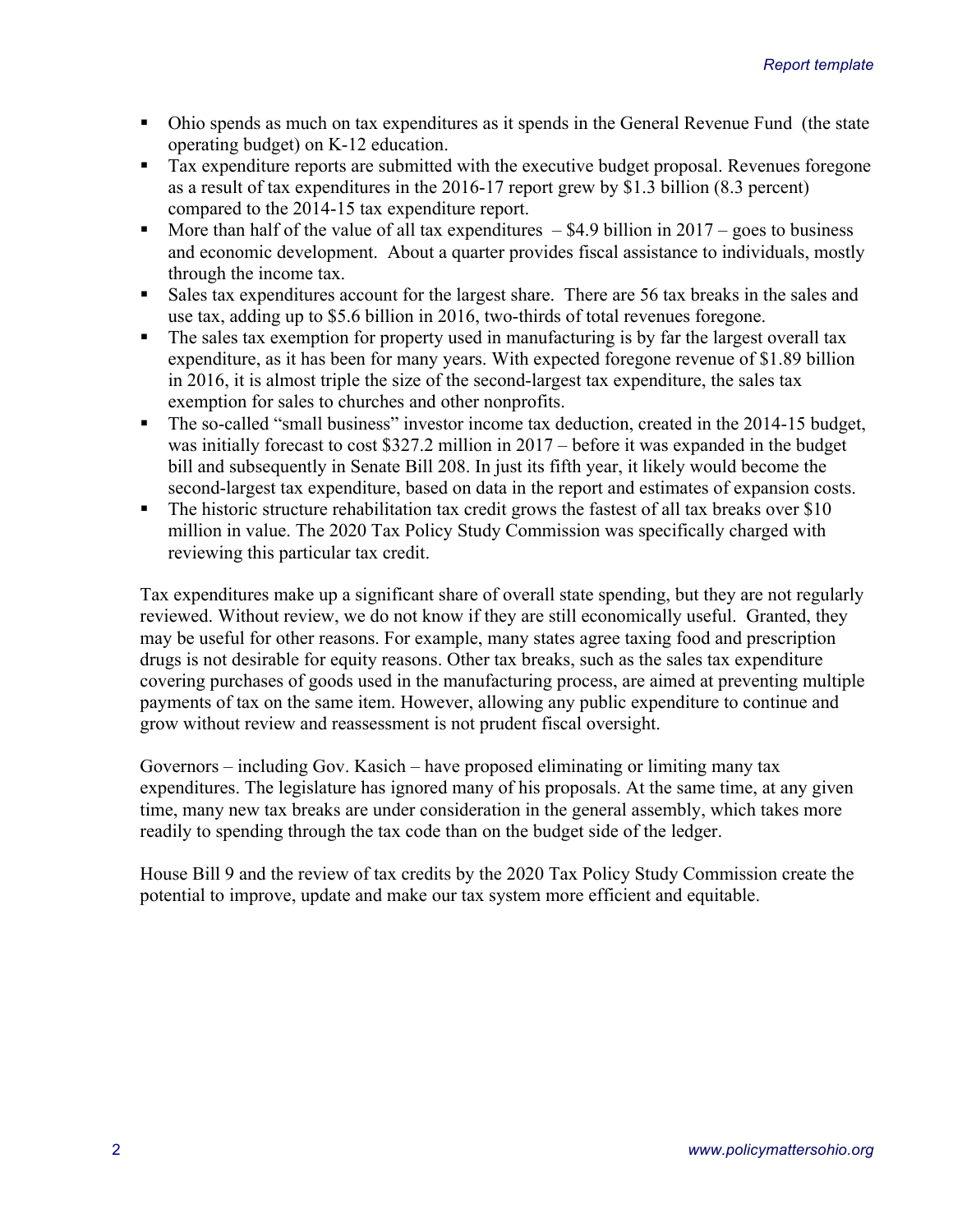- Ohio spends as much on tax expenditures as it spends in the General Revenue Fund (the state operating budget) on K-12 education.
- Tax expenditure reports are submitted with the executive budget proposal. Revenues foregone as a result of tax expenditures in the 2016-17 report grew by $1.3 billion (8.3 percent) compared to the 2014-15 tax expenditure report.
- More than half of the value of all tax expenditures – $4.9 billion in 2017 – goes to business and economic development. About a quarter provides fiscal assistance to individuals, mostly through the income tax.
- Sales tax expenditures account for the largest share. There are 56 tax breaks in the sales and use tax, adding up to $5.6 billion in 2016, two-thirds of total revenues foregone.
- The sales tax exemption for property used in manufacturing is by far the largest overall tax expenditure, as it has been for many years. With expected foregone revenue of $1.89 billion in 2016, it is almost triple the size of the second-largest tax expenditure, the sales tax exemption for sales to churches and other nonprofits.
- The so-called "small business" investor income tax deduction, created in the 2014-15 budget, was initially forecast to cost $327.2 million in 2017 – before it was expanded in the budget bill and subsequently in Senate Bill 208. In just its fifth year, it likely would become the second-largest tax expenditure, based on data in the report and estimates of expansion costs.
- The historic structure rehabilitation tax credit grows the fastest of all tax breaks over $10 million in value. The 2020 Tax Policy Study Commission was specifically charged with reviewing this particular tax credit.

Tax expenditures make up a significant share of overall state spending, but they are not regularly reviewed. Without review, we do not know if they are still economically useful. Granted, they may be useful for other reasons. For example, many states agree taxing food and prescription drugs is not desirable for equity reasons. Other tax breaks, such as the sales tax expenditure covering purchases of goods used in the manufacturing process, are aimed at preventing multiple payments of tax on the same item. However, allowing any public expenditure to continue and grow without review and reassessment is not prudent fiscal oversight.

Governors – including Gov. Kasich – have proposed eliminating or limiting many tax expenditures. The legislature has ignored many of his proposals. At the same time, at any given time, many new tax breaks are under consideration in the general assembly, which takes more readily to spending through the tax code than on the budget side of the ledger.

House Bill 9 and the review of tax credits by the 2020 Tax Policy Study Commission create the potential to improve, update and make our tax system more efficient and equitable.